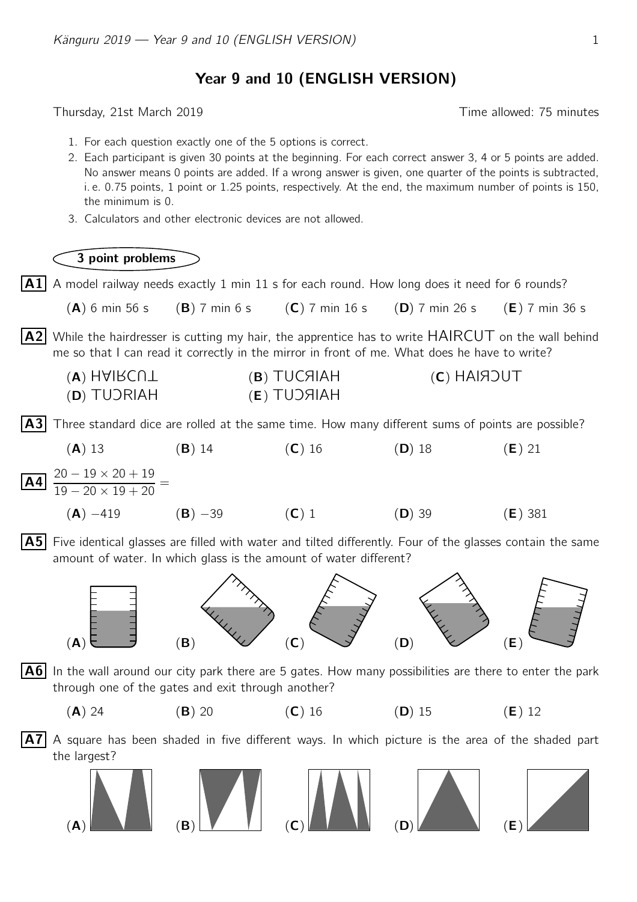# Year 9 and 10 (ENGLISH VERSION)

Thursday, 21st March 2019 — Time allowed: 75 minutes

1. For each question exactly one of the 5 options is correct.
2. Each participant is given 30 points at the beginning. For each correct answer 3, 4 or 5 points are added. No answer means 0 points are added. If a wrong answer is given, one quarter of the points is subtracted, i. e. 0.75 points, 1 point or 1.25 points, respectively. At the end, the maximum number of points is 150, the minimum is 0.
3. Calculators and other electronic devices are not allowed.

## 3 point problems

**A1** A model railway needs exactly 1 min 11 s for each round. How long does it need for 6 rounds?

(**A**) 6 min 56 s (**B**) 7 min 6 s (**C**) 7 min 16 s (**D**) 7 min 26 s (**E**) 7 min 36 s

**A2** While the hairdresser is cutting my hair, the apprentice has to write HAIRCUT on the wall behind me so that I can read it correctly in the mirror in front of me. What does he have to write?

(**A**) HAIRCUT (upside down) (**B**) TUCЯIAH (**C**) HAIЯƆUT
(**D**) TUƆRIAH (**E**) TUƆЯIAH

**A3** Three standard dice are rolled at the same time. How many different sums of points are possible?

(**A**) 13 (**B**) 14 (**C**) 16 (**D**) 18 (**E**) 21

**A4** $\dfrac{20 - 19 \times 20 + 19}{19 - 20 \times 19 + 20} =$

(**A**) $-419$ (**B**) $-39$ (**C**) 1 (**D**) 39 (**E**) 381

**A5** Five identical glasses are filled with water and tilted differently. Four of the glasses contain the same amount of water. In which glass is the amount of water different?

(**A**) (**B**) (**C**) (**D**) (**E**)

**A6** In the wall around our city park there are 5 gates. How many possibilities are there to enter the park through one of the gates and exit through another?

(**A**) 24 (**B**) 20 (**C**) 16 (**D**) 15 (**E**) 12

**A7** A square has been shaded in five different ways. In which picture is the area of the shaded part the largest?

(**A**) (**B**) (**C**) (**D**) (**E**)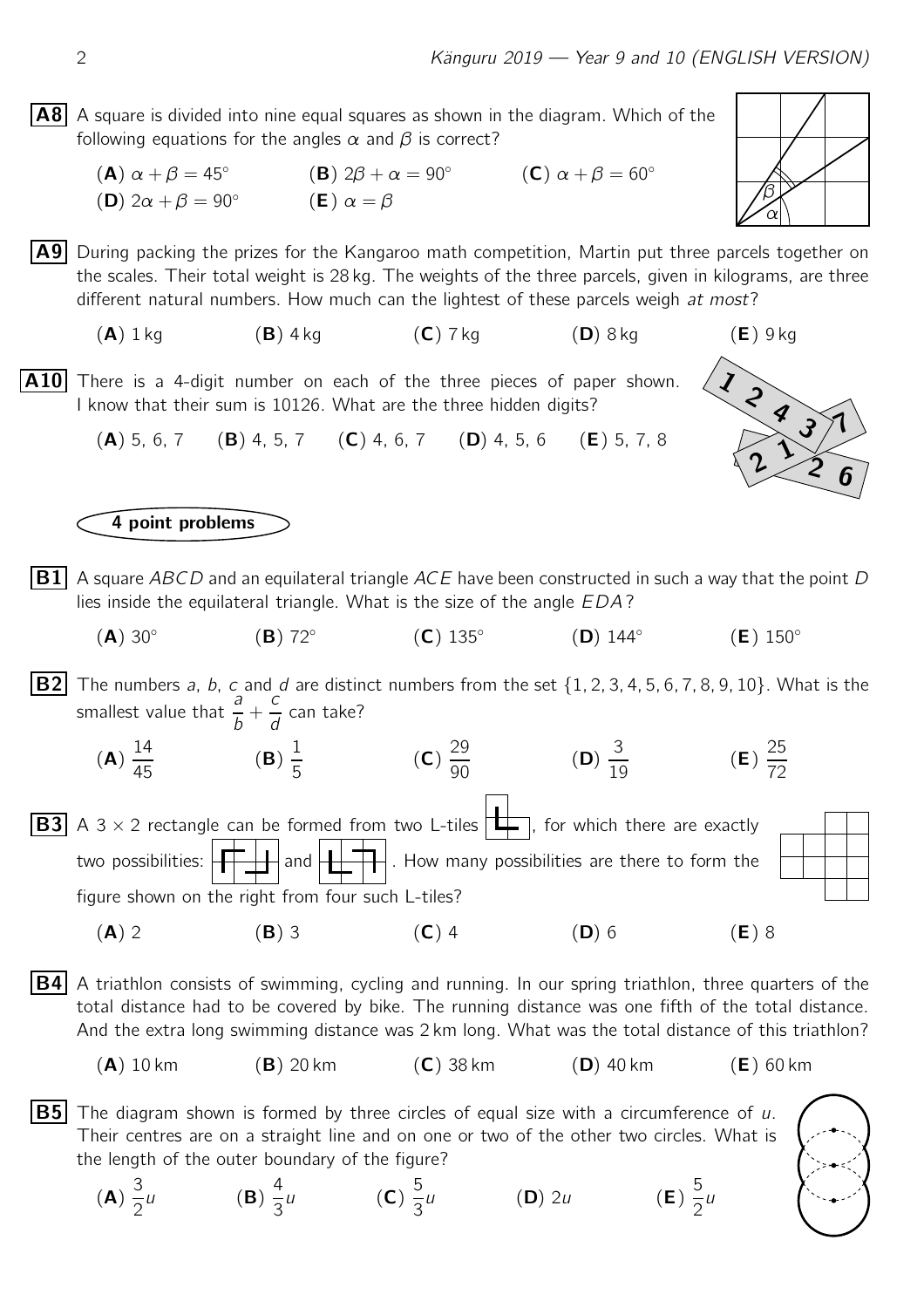**A8** A square is divided into nine equal squares as shown in the diagram. Which of the following equations for the angles $\alpha$ and $\beta$ is correct?

(**A**) $\alpha + \beta = 45°$ (**B**) $2\beta + \alpha = 90°$ (**C**) $\alpha + \beta = 60°$
(**D**) $2\alpha + \beta = 90°$ (**E**) $\alpha = \beta$

**A9** During packing the prizes for the Kangaroo math competition, Martin put three parcels together on the scales. Their total weight is 28 kg. The weights of the three parcels, given in kilograms, are three different natural numbers. How much can the lightest of these parcels weigh *at most*?

(**A**) 1 kg (**B**) 4 kg (**C**) 7 kg (**D**) 8 kg (**E**) 9 kg

**A10** There is a 4-digit number on each of the three pieces of paper shown. I know that their sum is 10126. What are the three hidden digits?

(**A**) 5, 6, 7 (**B**) 4, 5, 7 (**C**) 4, 6, 7 (**D**) 4, 5, 6 (**E**) 5, 7, 8

## 4 point problems

**B1** A square $ABCD$ and an equilateral triangle $ACE$ have been constructed in such a way that the point $D$ lies inside the equilateral triangle. What is the size of the angle $EDA$?

(**A**) 30° (**B**) 72° (**C**) 135° (**D**) 144° (**E**) 150°

**B2** The numbers $a$, $b$, $c$ and $d$ are distinct numbers from the set $\{1, 2, 3, 4, 5, 6, 7, 8, 9, 10\}$. What is the smallest value that $\frac{a}{b} + \frac{c}{d}$ can take?

(**A**) $\frac{14}{45}$ (**B**) $\frac{1}{5}$ (**C**) $\frac{29}{90}$ (**D**) $\frac{3}{19}$ (**E**) $\frac{25}{72}$

**B3** A $3 \times 2$ rectangle can be formed from two L-tiles, for which there are exactly two possibilities: and . How many possibilities are there to form the figure shown on the right from four such L-tiles?

(**A**) 2 (**B**) 3 (**C**) 4 (**D**) 6 (**E**) 8

**B4** A triathlon consists of swimming, cycling and running. In our spring triathlon, three quarters of the total distance had to be covered by bike. The running distance was one fifth of the total distance. And the extra long swimming distance was 2 km long. What was the total distance of this triathlon?

(**A**) 10 km (**B**) 20 km (**C**) 38 km (**D**) 40 km (**E**) 60 km

**B5** The diagram shown is formed by three circles of equal size with a circumference of $u$. Their centres are on a straight line and on one or two of the other two circles. What is the length of the outer boundary of the figure?

(**A**) $\frac{3}{2}u$ (**B**) $\frac{4}{3}u$ (**C**) $\frac{5}{3}u$ (**D**) $2u$ (**E**) $\frac{5}{2}u$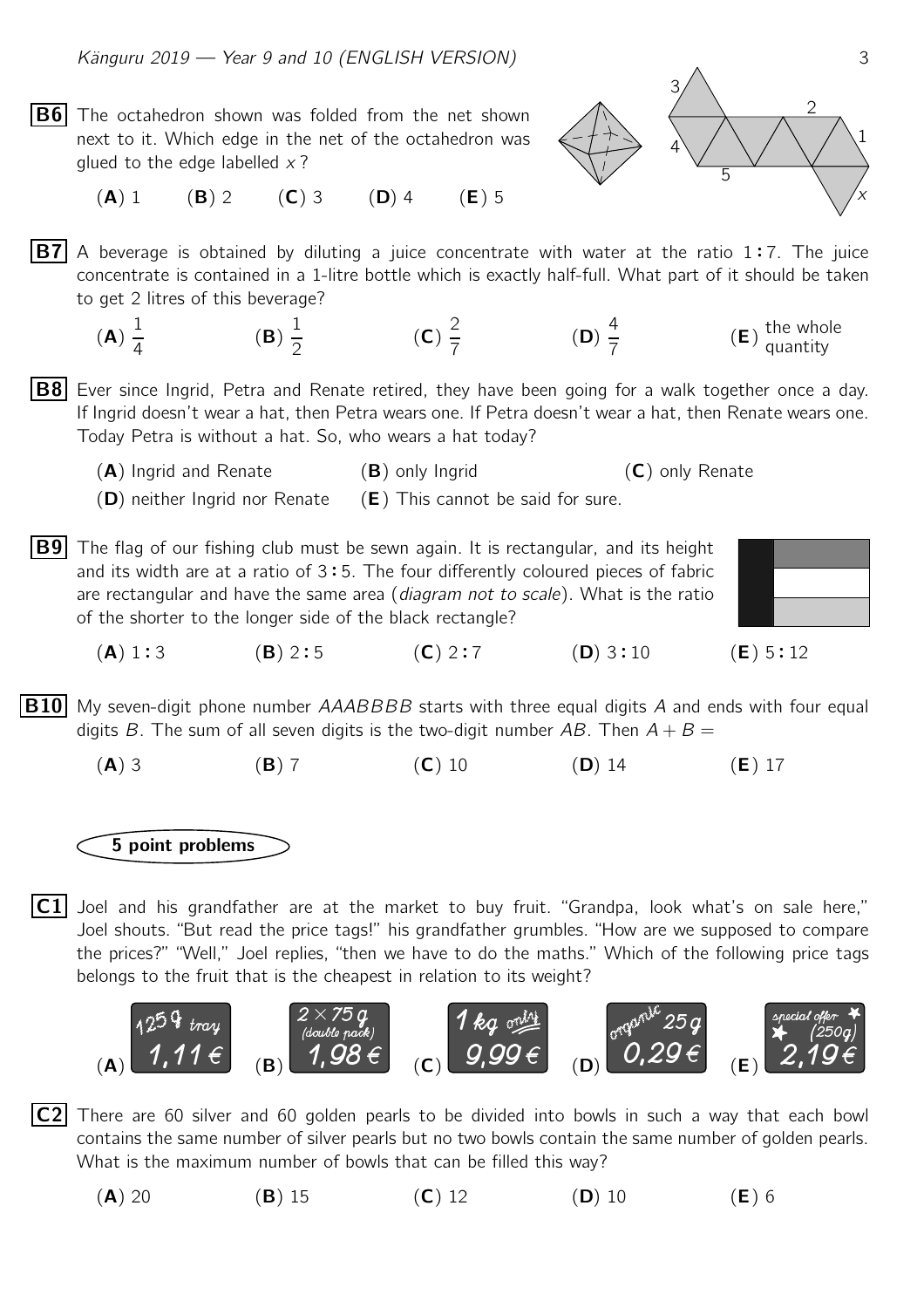**B6** The octahedron shown was folded from the net shown next to it. Which edge in the net of the octahedron was glued to the edge labelled $x$?

(**A**) 1 (**B**) 2 (**C**) 3 (**D**) 4 (**E**) 5

**B7** A beverage is obtained by diluting a juice concentrate with water at the ratio 1 : 7. The juice concentrate is contained in a 1-litre bottle which is exactly half-full. What part of it should be taken to get 2 litres of this beverage?

(**A**) $\frac{1}{4}$ (**B**) $\frac{1}{2}$ (**C**) $\frac{2}{7}$ (**D**) $\frac{4}{7}$ (**E**) the whole quantity

**B8** Ever since Ingrid, Petra and Renate retired, they have been going for a walk together once a day. If Ingrid doesn't wear a hat, then Petra wears one. If Petra doesn't wear a hat, then Renate wears one. Today Petra is without a hat. So, who wears a hat today?

(**A**) Ingrid and Renate (**B**) only Ingrid (**C**) only Renate
(**D**) neither Ingrid nor Renate (**E**) This cannot be said for sure.

**B9** The flag of our fishing club must be sewn again. It is rectangular, and its height and its width are at a ratio of 3 : 5. The four differently coloured pieces of fabric are rectangular and have the same area (*diagram not to scale*). What is the ratio of the shorter to the longer side of the black rectangle?

(**A**) 1 : 3 (**B**) 2 : 5 (**C**) 2 : 7 (**D**) 3 : 10 (**E**) 5 : 12

**B10** My seven-digit phone number $AAABBBB$ starts with three equal digits $A$ and ends with four equal digits $B$. The sum of all seven digits is the two-digit number $AB$. Then $A + B =$

(**A**) 3 (**B**) 7 (**C**) 10 (**D**) 14 (**E**) 17

## 5 point problems

**C1** Joel and his grandfather are at the market to buy fruit. "Grandpa, look what's on sale here," Joel shouts. "But read the price tags!" his grandfather grumbles. "How are we supposed to compare the prices?" "Well," Joel replies, "then we have to do the maths." Which of the following price tags belongs to the fruit that is the cheapest in relation to its weight?

(**A**) 125 g tray 1,11 € (**B**) 2 × 75 g (double pack) 1,98 € (**C**) 1 kg only 9,99 € (**D**) organic 25 g 0,29 € (**E**) special offer (250g) 2,19 €

**C2** There are 60 silver and 60 golden pearls to be divided into bowls in such a way that each bowl contains the same number of silver pearls but no two bowls contain the same number of golden pearls. What is the maximum number of bowls that can be filled this way?

(**A**) 20 (**B**) 15 (**C**) 12 (**D**) 10 (**E**) 6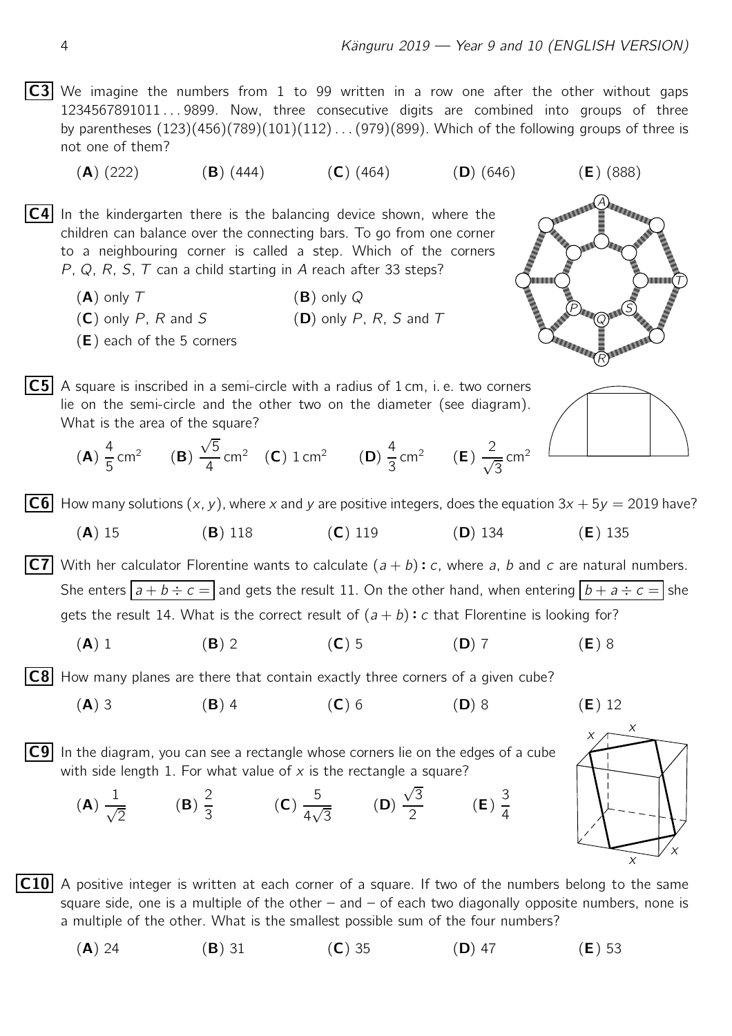**C3** We imagine the numbers from 1 to 99 written in a row one after the other without gaps 1234567891011 . . . 9899. Now, three consecutive digits are combined into groups of three by parentheses (123)(456)(789)(101)(112) . . . (979)(899). Which of the following groups of three is not one of them?

(**A**) (222) (**B**) (444) (**C**) (464) (**D**) (646) (**E**) (888)

**C4** In the kindergarten there is the balancing device shown, where the children can balance over the connecting bars. To go from one corner to a neighbouring corner is called a step. Which of the corners $P$, $Q$, $R$, $S$, $T$ can a child starting in $A$ reach after 33 steps?

(**A**) only $T$
(**B**) only $Q$
(**C**) only $P$, $R$ and $S$
(**D**) only $P$, $R$, $S$ and $T$
(**E**) each of the 5 corners

A
T
P
Q
S
R

**C5** A square is inscribed in a semi-circle with a radius of 1 cm, i. e. two corners lie on the semi-circle and the other two on the diameter (see diagram). What is the area of the square?

(**A**) $\frac{4}{5}\,\text{cm}^2$ (**B**) $\frac{\sqrt{5}}{4}\,\text{cm}^2$ (**C**) $1\,\text{cm}^2$ (**D**) $\frac{4}{3}\,\text{cm}^2$ (**E**) $\frac{2}{\sqrt{3}}\,\text{cm}^2$

**C6** How many solutions $(x, y)$, where $x$ and $y$ are positive integers, does the equation $3x + 5y = 2019$ have?

(**A**) 15 (**B**) 118 (**C**) 119 (**D**) 134 (**E**) 135

**C7** With her calculator Florentine wants to calculate $(a + b) : c$, where $a$, $b$ and $c$ are natural numbers. She enters $\boxed{a + b \div c =}$ and gets the result 11. On the other hand, when entering $\boxed{b + a \div c =}$ she gets the result 14. What is the correct result of $(a + b) : c$ that Florentine is looking for?

(**A**) 1 (**B**) 2 (**C**) 5 (**D**) 7 (**E**) 8

**C8** How many planes are there that contain exactly three corners of a given cube?

(**A**) 3 (**B**) 4 (**C**) 6 (**D**) 8 (**E**) 12

**C9** In the diagram, you can see a rectangle whose corners lie on the edges of a cube with side length 1. For what value of $x$ is the rectangle a square?

(**A**) $\frac{1}{\sqrt{2}}$ (**B**) $\frac{2}{3}$ (**C**) $\frac{5}{4\sqrt{3}}$ (**D**) $\frac{\sqrt{3}}{2}$ (**E**) $\frac{3}{4}$

x
x
x
x

**C10** A positive integer is written at each corner of a square. If two of the numbers belong to the same square side, one is a multiple of the other – and – of each two diagonally opposite numbers, none is a multiple of the other. What is the smallest possible sum of the four numbers?

(**A**) 24 (**B**) 31 (**C**) 35 (**D**) 47 (**E**) 53